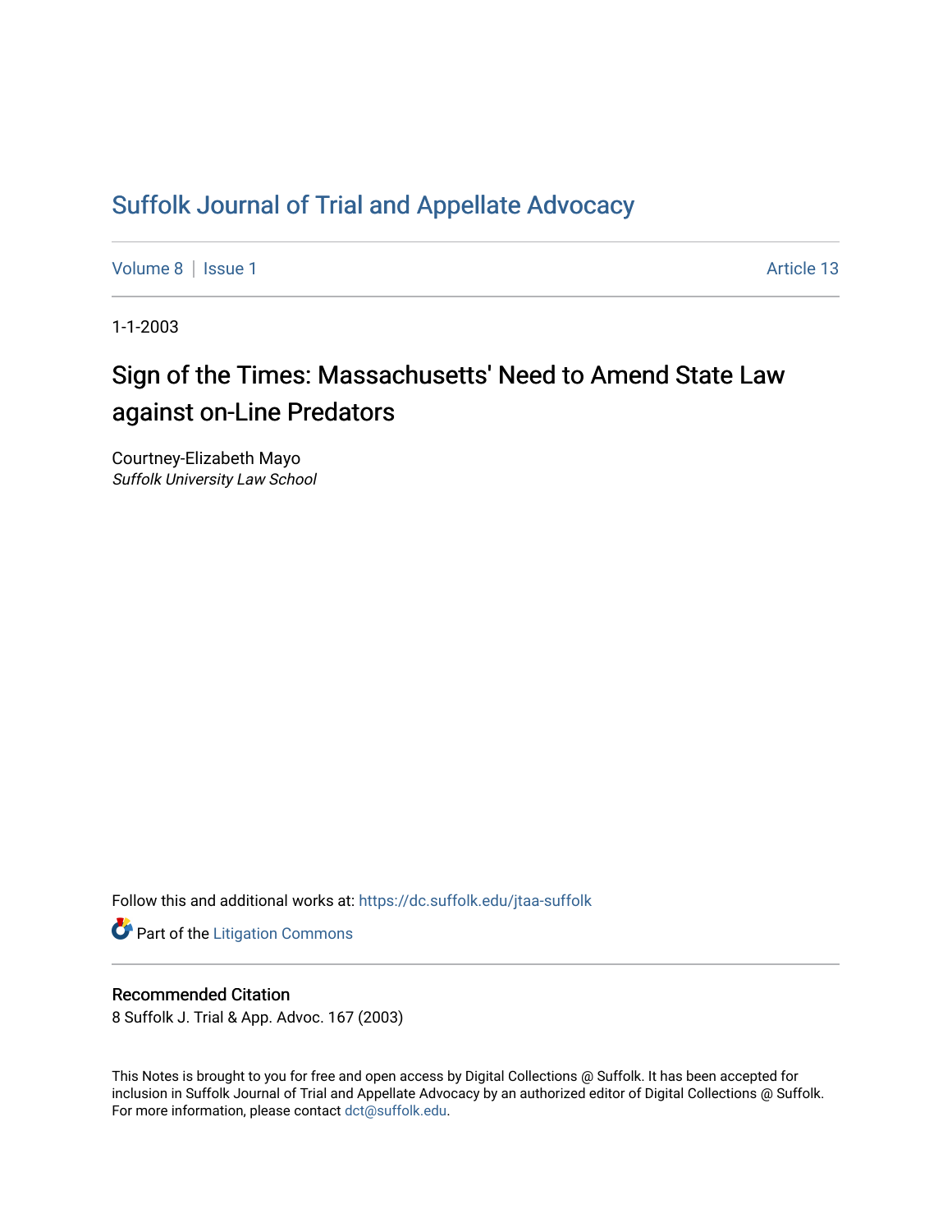# Suffolk Journal of Trial and Appellate Advocacy

Volume 8 | Issue 1 Article 13

1-1-2003

## Sign of the Times: Massachusetts' Need to Amend State Law against on-Line Predators

Courtney-Elizabeth Mayo
*Suffolk University Law School*

Follow this and additional works at: https://dc.suffolk.edu/jtaa-suffolk

Part of the Litigation Commons

### Recommended Citation

8 Suffolk J. Trial & App. Advoc. 167 (2003)

This Notes is brought to you for free and open access by Digital Collections @ Suffolk. It has been accepted for inclusion in Suffolk Journal of Trial and Appellate Advocacy by an authorized editor of Digital Collections @ Suffolk. For more information, please contact dct@suffolk.edu.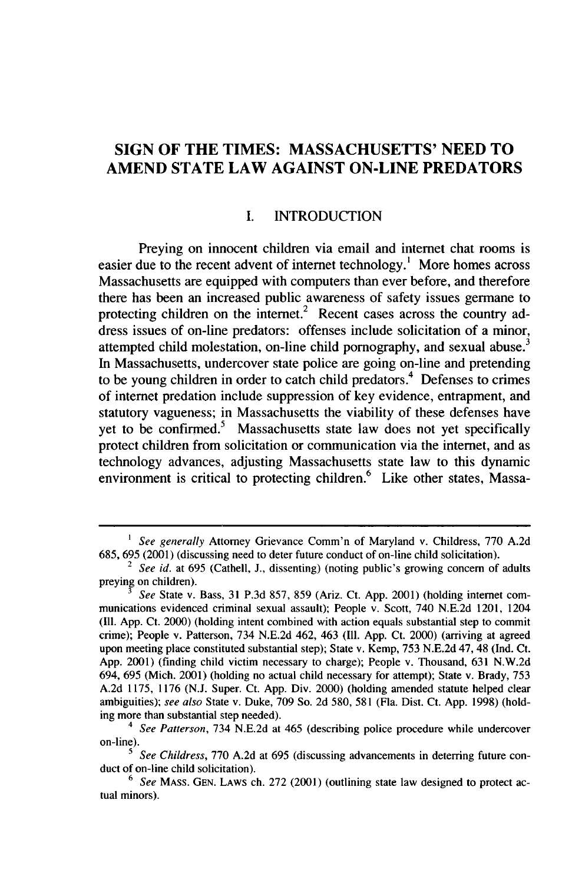# SIGN OF THE TIMES: MASSACHUSETTS' NEED TO AMEND STATE LAW AGAINST ON-LINE PREDATORS

## I. INTRODUCTION

Preying on innocent children via email and internet chat rooms is easier due to the recent advent of internet technology.[1] More homes across Massachusetts are equipped with computers than ever before, and therefore there has been an increased public awareness of safety issues germane to protecting children on the internet.[2] Recent cases across the country address issues of on-line predators: offenses include solicitation of a minor, attempted child molestation, on-line child pornography, and sexual abuse.[3] In Massachusetts, undercover state police are going on-line and pretending to be young children in order to catch child predators.[4] Defenses to crimes of internet predation include suppression of key evidence, entrapment, and statutory vagueness; in Massachusetts the viability of these defenses have yet to be confirmed.[5] Massachusetts state law does not yet specifically protect children from solicitation or communication via the internet, and as technology advances, adjusting Massachusetts state law to this dynamic environment is critical to protecting children.[6] Like other states, Massa-

---

[1] *See generally* Attorney Grievance Comm'n of Maryland v. Childress, 770 A.2d 685, 695 (2001) (discussing need to deter future conduct of on-line child solicitation).

[2] *See id.* at 695 (Cathell, J., dissenting) (noting public's growing concern of adults preying on children).

[3] *See* State v. Bass, 31 P.3d 857, 859 (Ariz. Ct. App. 2001) (holding internet communications evidenced criminal sexual assault); People v. Scott, 740 N.E.2d 1201, 1204 (Ill. App. Ct. 2000) (holding intent combined with action equals substantial step to commit crime); People v. Patterson, 734 N.E.2d 462, 463 (Ill. App. Ct. 2000) (arriving at agreed upon meeting place constituted substantial step); State v. Kemp, 753 N.E.2d 47, 48 (Ind. Ct. App. 2001) (finding child victim necessary to charge); People v. Thousand, 631 N.W.2d 694, 695 (Mich. 2001) (holding no actual child necessary for attempt); State v. Brady, 753 A.2d 1175, 1176 (N.J. Super. Ct. App. Div. 2000) (holding amended statute helped clear ambiguities); *see also* State v. Duke, 709 So. 2d 580, 581 (Fla. Dist. Ct. App. 1998) (holding more than substantial step needed).

[4] *See Patterson*, 734 N.E.2d at 465 (describing police procedure while undercover on-line).

[5] *See Childress*, 770 A.2d at 695 (discussing advancements in deterring future conduct of on-line child solicitation).

[6] *See* MASS. GEN. LAWS ch. 272 (2001) (outlining state law designed to protect actual minors).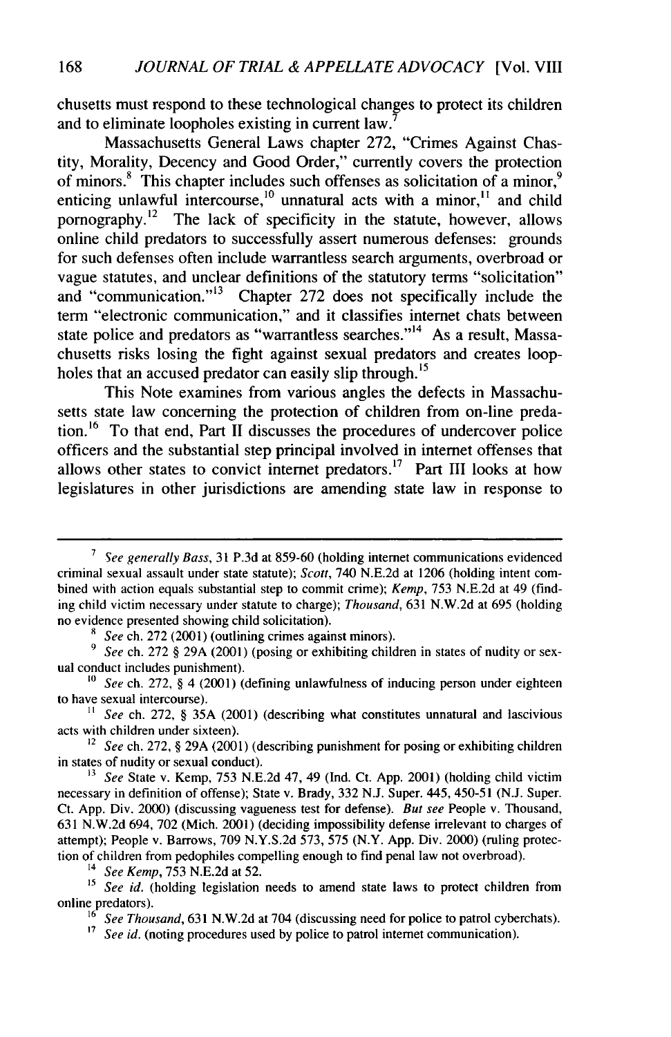chusetts must respond to these technological changes to protect its children and to eliminate loopholes existing in current law.[7]

Massachusetts General Laws chapter 272, "Crimes Against Chastity, Morality, Decency and Good Order," currently covers the protection of minors.[8] This chapter includes such offenses as solicitation of a minor,[9] enticing unlawful intercourse,[10] unnatural acts with a minor,[11] and child pornography.[12] The lack of specificity in the statute, however, allows online child predators to successfully assert numerous defenses: grounds for such defenses often include warrantless search arguments, overbroad or vague statutes, and unclear definitions of the statutory terms "solicitation" and "communication."[13] Chapter 272 does not specifically include the term "electronic communication," and it classifies internet chats between state police and predators as "warrantless searches."[14] As a result, Massachusetts risks losing the fight against sexual predators and creates loopholes that an accused predator can easily slip through.[15]

This Note examines from various angles the defects in Massachusetts state law concerning the protection of children from on-line predation.[16] To that end, Part II discusses the procedures of undercover police officers and the substantial step principal involved in internet offenses that allows other states to convict internet predators.[17] Part III looks at how legislatures in other jurisdictions are amending state law in response to

---

[7] *See generally Bass*, 31 P.3d at 859-60 (holding internet communications evidenced criminal sexual assault under state statute); *Scott*, 740 N.E.2d at 1206 (holding intent combined with action equals substantial step to commit crime); *Kemp*, 753 N.E.2d at 49 (finding child victim necessary under statute to charge); *Thousand*, 631 N.W.2d at 695 (holding no evidence presented showing child solicitation).

[8] *See* ch. 272 (2001) (outlining crimes against minors).

[9] *See* ch. 272 § 29A (2001) (posing or exhibiting children in states of nudity or sexual conduct includes punishment).

[10] *See* ch. 272, § 4 (2001) (defining unlawfulness of inducing person under eighteen to have sexual intercourse).

[11] *See* ch. 272, § 35A (2001) (describing what constitutes unnatural and lascivious acts with children under sixteen).

[12] *See* ch. 272, § 29A (2001) (describing punishment for posing or exhibiting children in states of nudity or sexual conduct).

[13] *See* State v. Kemp, 753 N.E.2d 47, 49 (Ind. Ct. App. 2001) (holding child victim necessary in definition of offense); State v. Brady, 332 N.J. Super. 445, 450-51 (N.J. Super. Ct. App. Div. 2000) (discussing vagueness test for defense). *But see* People v. Thousand, 631 N.W.2d 694, 702 (Mich. 2001) (deciding impossibility defense irrelevant to charges of attempt); People v. Barrows, 709 N.Y.S.2d 573, 575 (N.Y. App. Div. 2000) (ruling protection of children from pedophiles compelling enough to find penal law not overbroad).

[14] *See Kemp*, 753 N.E.2d at 52.

[15] *See id.* (holding legislation needs to amend state laws to protect children from online predators).

[16] *See Thousand*, 631 N.W.2d at 704 (discussing need for police to patrol cyberchats).

[17] *See id.* (noting procedures used by police to patrol internet communication).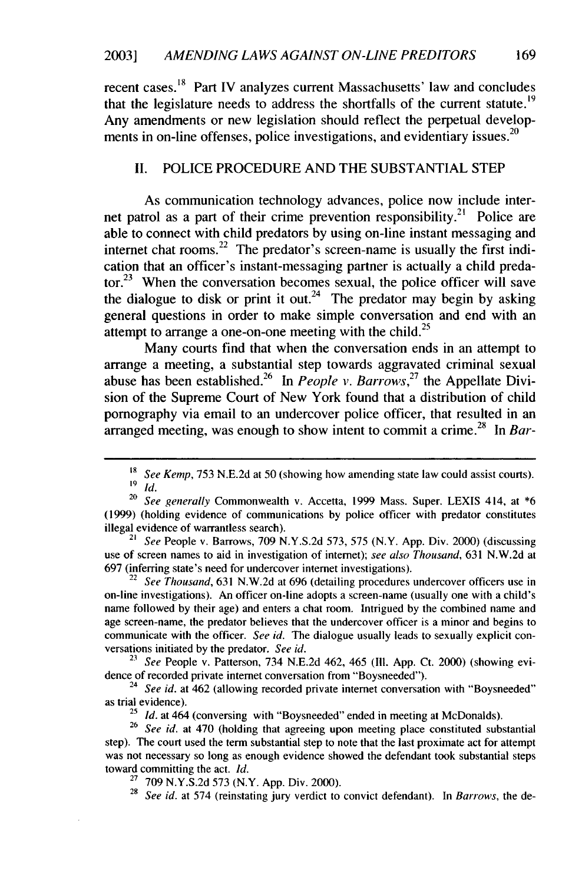recent cases.[18] Part IV analyzes current Massachusetts' law and concludes that the legislature needs to address the shortfalls of the current statute.[19] Any amendments or new legislation should reflect the perpetual developments in on-line offenses, police investigations, and evidentiary issues.[20]

## II. POLICE PROCEDURE AND THE SUBSTANTIAL STEP

As communication technology advances, police now include internet patrol as a part of their crime prevention responsibility.[21] Police are able to connect with child predators by using on-line instant messaging and internet chat rooms.[22] The predator's screen-name is usually the first indication that an officer's instant-messaging partner is actually a child predator.[23] When the conversation becomes sexual, the police officer will save the dialogue to disk or print it out.[24] The predator may begin by asking general questions in order to make simple conversation and end with an attempt to arrange a one-on-one meeting with the child.[25]

Many courts find that when the conversation ends in an attempt to arrange a meeting, a substantial step towards aggravated criminal sexual abuse has been established.[26] In *People v. Barrows*,[27] the Appellate Division of the Supreme Court of New York found that a distribution of child pornography via email to an undercover police officer, that resulted in an arranged meeting, was enough to show intent to commit a crime.[28] In *Bar-*

---

[18] *See Kemp*, 753 N.E.2d at 50 (showing how amending state law could assist courts).

[19] *Id.*

[20] *See generally* Commonwealth v. Accetta, 1999 Mass. Super. LEXIS 414, at *6 (1999) (holding evidence of communications by police officer with predator constitutes illegal evidence of warrantless search).

[21] *See* People v. Barrows, 709 N.Y.S.2d 573, 575 (N.Y. App. Div. 2000) (discussing use of screen names to aid in investigation of internet); *see also Thousand*, 631 N.W.2d at 697 (inferring state's need for undercover internet investigations).

[22] *See Thousand*, 631 N.W.2d at 696 (detailing procedures undercover officers use in on-line investigations). An officer on-line adopts a screen-name (usually one with a child's name followed by their age) and enters a chat room. Intrigued by the combined name and age screen-name, the predator believes that the undercover officer is a minor and begins to communicate with the officer. *See id.* The dialogue usually leads to sexually explicit conversations initiated by the predator. *See id.*

[23] *See* People v. Patterson, 734 N.E.2d 462, 465 (Ill. App. Ct. 2000) (showing evidence of recorded private internet conversation from "Boysneeded").

[24] *See id.* at 462 (allowing recorded private internet conversation with "Boysneeded" as trial evidence).

[25] *Id.* at 464 (conversing with "Boysneeded" ended in meeting at McDonalds).

[26] *See id.* at 470 (holding that agreeing upon meeting place constituted substantial step). The court used the term substantial step to note that the last proximate act for attempt was not necessary so long as enough evidence showed the defendant took substantial steps toward committing the act. *Id.*

[27] 709 N.Y.S.2d 573 (N.Y. App. Div. 2000).

[28] *See id.* at 574 (reinstating jury verdict to convict defendant). In *Barrows*, the de-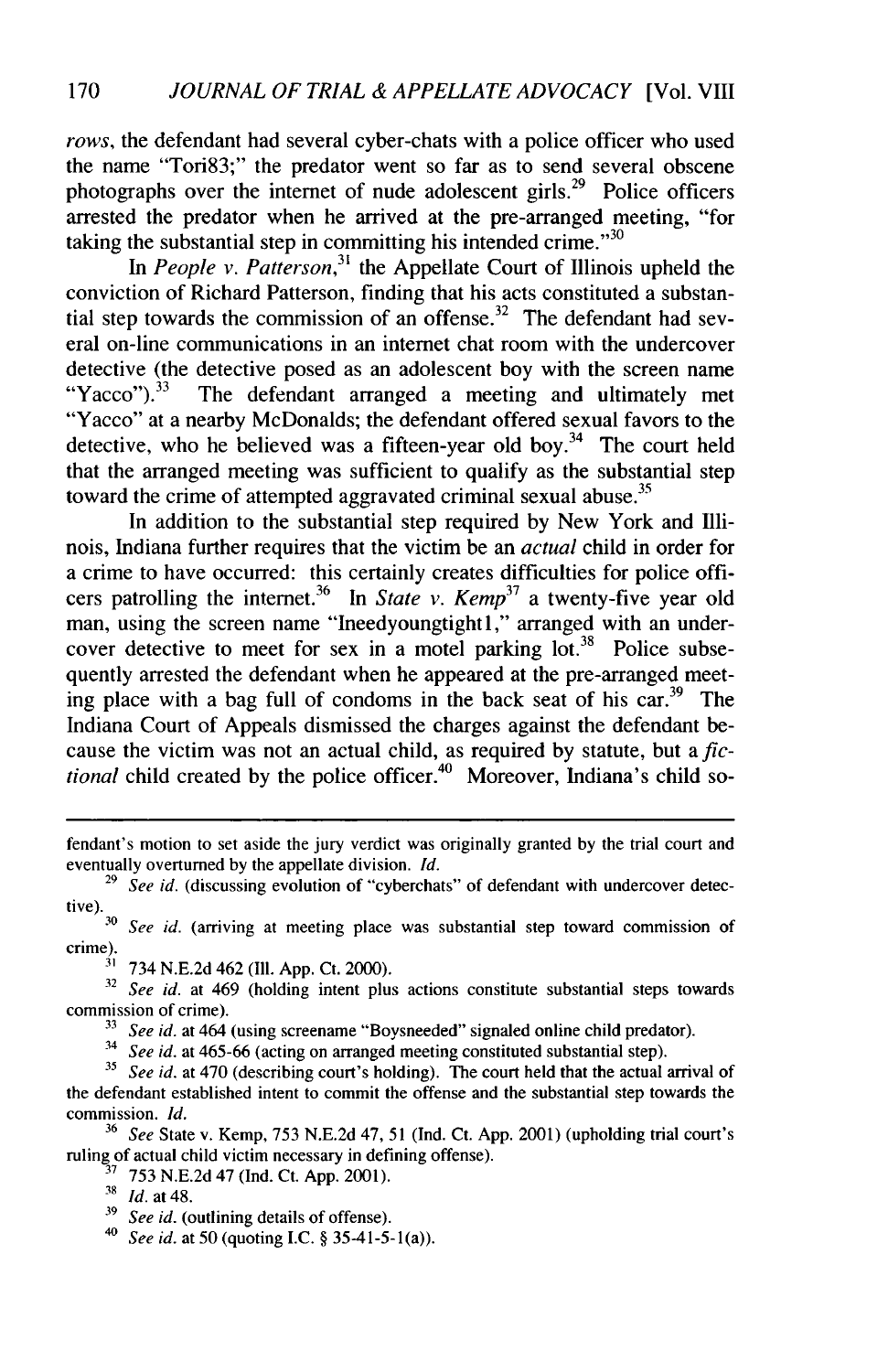*rows*, the defendant had several cyber-chats with a police officer who used the name "Tori83;" the predator went so far as to send several obscene photographs over the internet of nude adolescent girls.[29] Police officers arrested the predator when he arrived at the pre-arranged meeting, "for taking the substantial step in committing his intended crime."[30]

In *People v. Patterson*,[31] the Appellate Court of Illinois upheld the conviction of Richard Patterson, finding that his acts constituted a substantial step towards the commission of an offense.[32] The defendant had several on-line communications in an internet chat room with the undercover detective (the detective posed as an adolescent boy with the screen name "Yacco").[33] The defendant arranged a meeting and ultimately met "Yacco" at a nearby McDonalds; the defendant offered sexual favors to the detective, who he believed was a fifteen-year old boy.[34] The court held that the arranged meeting was sufficient to qualify as the substantial step toward the crime of attempted aggravated criminal sexual abuse.[35]

In addition to the substantial step required by New York and Illinois, Indiana further requires that the victim be an *actual* child in order for a crime to have occurred: this certainly creates difficulties for police officers patrolling the internet.[36] In *State v. Kemp*[37] a twenty-five year old man, using the screen name "Ineedyoungtight1," arranged with an undercover detective to meet for sex in a motel parking lot.[38] Police subsequently arrested the defendant when he appeared at the pre-arranged meeting place with a bag full of condoms in the back seat of his car.[39] The Indiana Court of Appeals dismissed the charges against the defendant because the victim was not an actual child, as required by statute, but a *fictional* child created by the police officer.[40] Moreover, Indiana's child so-

---

fendant's motion to set aside the jury verdict was originally granted by the trial court and eventually overturned by the appellate division. *Id.*

[29] *See id.* (discussing evolution of "cyberchats" of defendant with undercover detective).

[30] *See id.* (arriving at meeting place was substantial step toward commission of crime).

[31] 734 N.E.2d 462 (Ill. App. Ct. 2000).

[32] *See id.* at 469 (holding intent plus actions constitute substantial steps towards commission of crime).

[33] *See id.* at 464 (using screename "Boysneeded" signaled online child predator).

[34] *See id.* at 465-66 (acting on arranged meeting constituted substantial step).

[35] *See id.* at 470 (describing court's holding). The court held that the actual arrival of the defendant established intent to commit the offense and the substantial step towards the commission. *Id.*

[36] *See* State v. Kemp, 753 N.E.2d 47, 51 (Ind. Ct. App. 2001) (upholding trial court's ruling of actual child victim necessary in defining offense).

[37] 753 N.E.2d 47 (Ind. Ct. App. 2001).

[38] *Id.* at 48.

[39] *See id.* (outlining details of offense).

[40] *See id.* at 50 (quoting I.C. § 35-41-5-1(a)).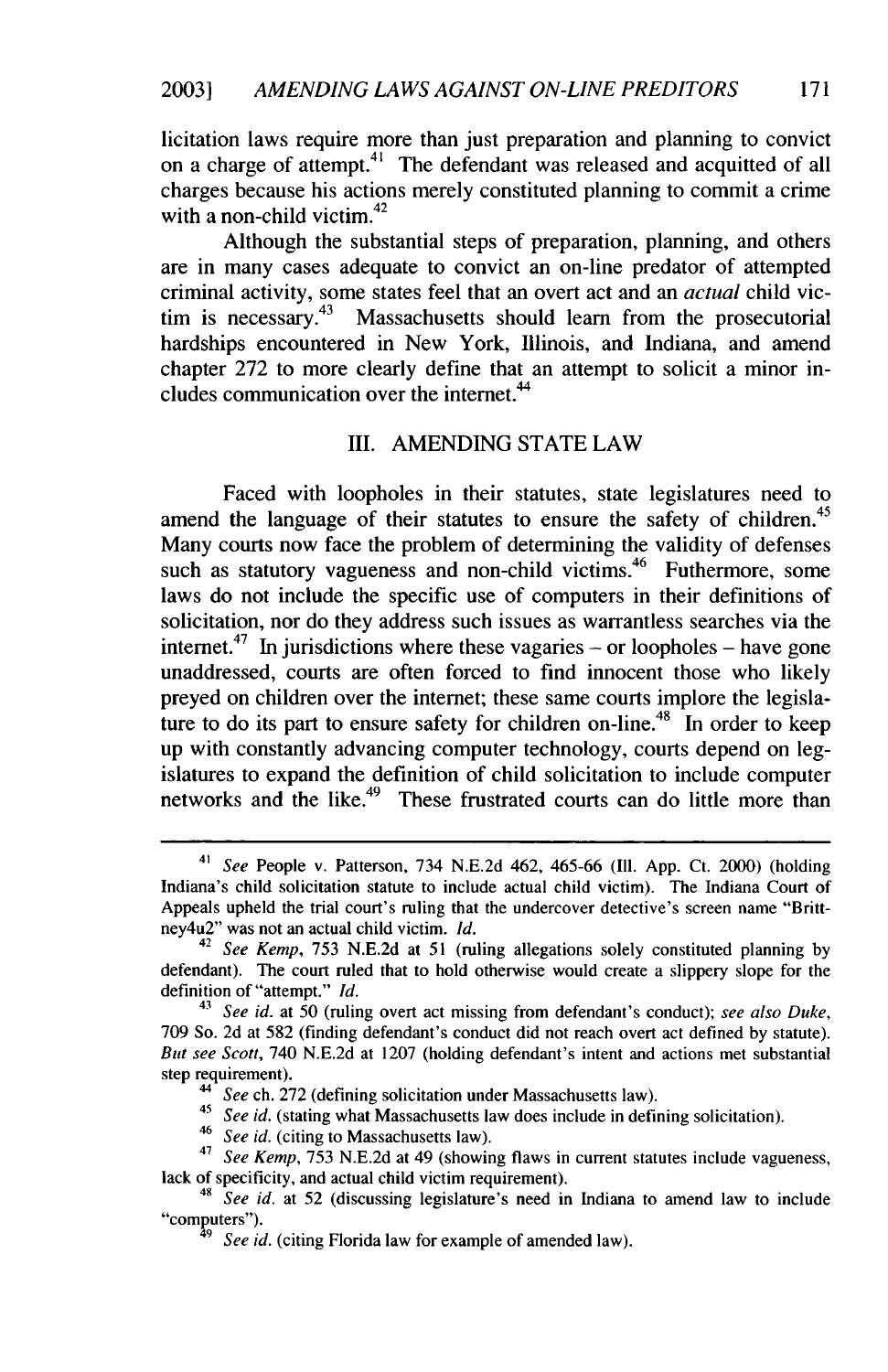licitation laws require more than just preparation and planning to convict on a charge of attempt.[41] The defendant was released and acquitted of all charges because his actions merely constituted planning to commit a crime with a non-child victim.[42]

Although the substantial steps of preparation, planning, and others are in many cases adequate to convict an on-line predator of attempted criminal activity, some states feel that an overt act and an *actual* child victim is necessary.[43] Massachusetts should learn from the prosecutorial hardships encountered in New York, Illinois, and Indiana, and amend chapter 272 to more clearly define that an attempt to solicit a minor includes communication over the internet.[44]

## III. AMENDING STATE LAW

Faced with loopholes in their statutes, state legislatures need to amend the language of their statutes to ensure the safety of children.[45] Many courts now face the problem of determining the validity of defenses such as statutory vagueness and non-child victims.[46] Futhermore, some laws do not include the specific use of computers in their definitions of solicitation, nor do they address such issues as warrantless searches via the internet.[47] In jurisdictions where these vagaries – or loopholes – have gone unaddressed, courts are often forced to find innocent those who likely preyed on children over the internet; these same courts implore the legislature to do its part to ensure safety for children on-line.[48] In order to keep up with constantly advancing computer technology, courts depend on legislatures to expand the definition of child solicitation to include computer networks and the like.[49] These frustrated courts can do little more than

---

[41] *See* People v. Patterson, 734 N.E.2d 462, 465-66 (Ill. App. Ct. 2000) (holding Indiana's child solicitation statute to include actual child victim). The Indiana Court of Appeals upheld the trial court's ruling that the undercover detective's screen name "Britt-ney4u2" was not an actual child victim. *Id.*

[42] *See Kemp*, 753 N.E.2d at 51 (ruling allegations solely constituted planning by defendant). The court ruled that to hold otherwise would create a slippery slope for the definition of "attempt." *Id.*

[43] *See id.* at 50 (ruling overt act missing from defendant's conduct); *see also Duke*, 709 So. 2d at 582 (finding defendant's conduct did not reach overt act defined by statute). *But see Scott*, 740 N.E.2d at 1207 (holding defendant's intent and actions met substantial step requirement).

[44] *See* ch. 272 (defining solicitation under Massachusetts law).

[45] *See id.* (stating what Massachusetts law does include in defining solicitation).

[46] *See id.* (citing to Massachusetts law).

[47] *See Kemp*, 753 N.E.2d at 49 (showing flaws in current statutes include vagueness, lack of specificity, and actual child victim requirement).

[48] *See id.* at 52 (discussing legislature's need in Indiana to amend law to include "computers").

[49] *See id.* (citing Florida law for example of amended law).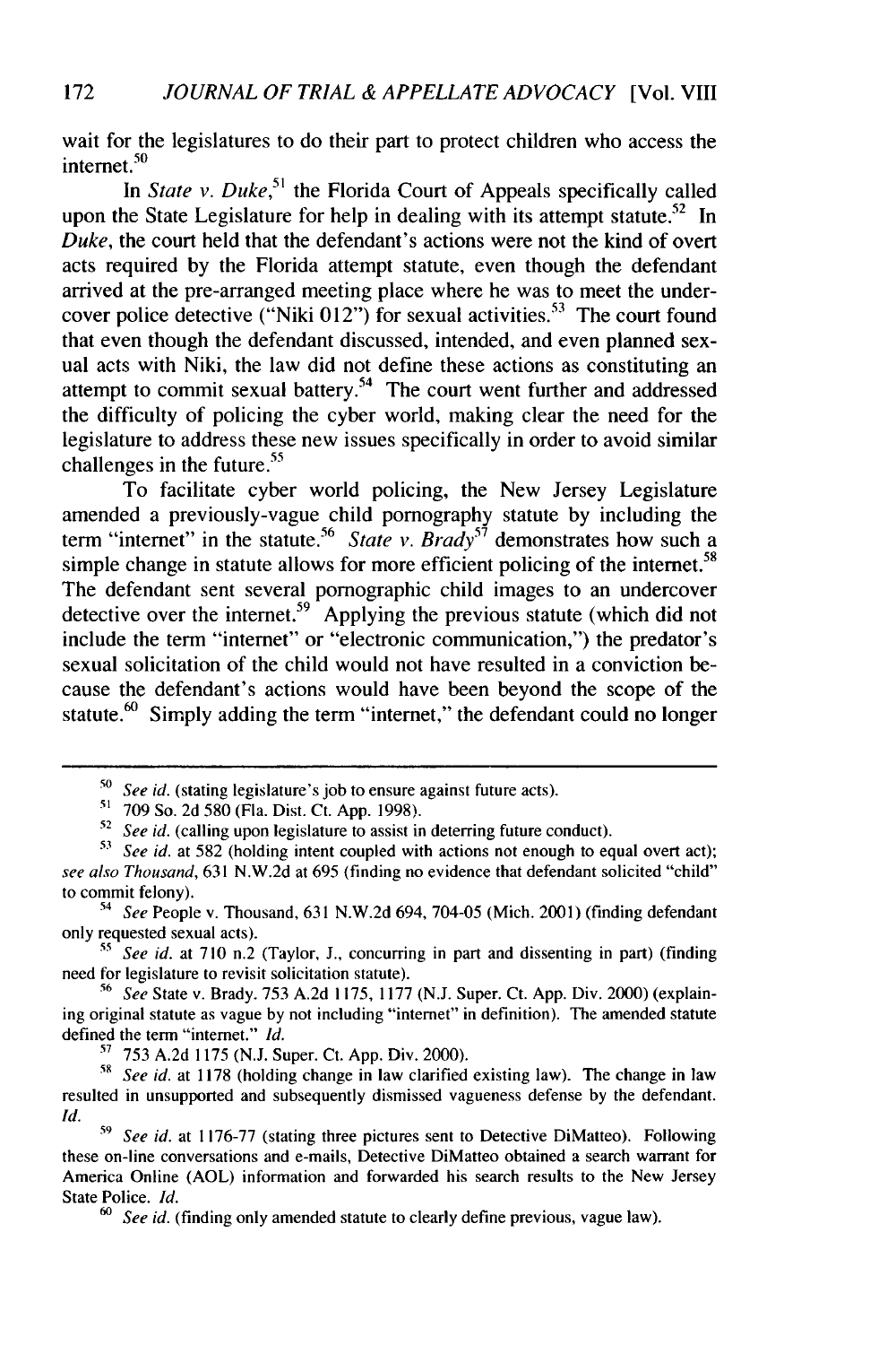wait for the legislatures to do their part to protect children who access the internet.[50]

In *State v. Duke*,[51] the Florida Court of Appeals specifically called upon the State Legislature for help in dealing with its attempt statute.[52] In *Duke*, the court held that the defendant's actions were not the kind of overt acts required by the Florida attempt statute, even though the defendant arrived at the pre-arranged meeting place where he was to meet the undercover police detective ("Niki 012") for sexual activities.[53] The court found that even though the defendant discussed, intended, and even planned sexual acts with Niki, the law did not define these actions as constituting an attempt to commit sexual battery.[54] The court went further and addressed the difficulty of policing the cyber world, making clear the need for the legislature to address these new issues specifically in order to avoid similar challenges in the future.[55]

To facilitate cyber world policing, the New Jersey Legislature amended a previously-vague child pornography statute by including the term "internet" in the statute.[56] *State v. Brady*[57] demonstrates how such a simple change in statute allows for more efficient policing of the internet.[58] The defendant sent several pornographic child images to an undercover detective over the internet.[59] Applying the previous statute (which did not include the term "internet" or "electronic communication,") the predator's sexual solicitation of the child would not have resulted in a conviction because the defendant's actions would have been beyond the scope of the statute.[60] Simply adding the term "internet," the defendant could no longer

---

[50] *See id.* (stating legislature's job to ensure against future acts).

[51] 709 So. 2d 580 (Fla. Dist. Ct. App. 1998).

[52] *See id.* (calling upon legislature to assist in deterring future conduct).

[53] *See id.* at 582 (holding intent coupled with actions not enough to equal overt act); *see also Thousand*, 631 N.W.2d at 695 (finding no evidence that defendant solicited "child" to commit felony).

[54] *See* People v. Thousand, 631 N.W.2d 694, 704-05 (Mich. 2001) (finding defendant only requested sexual acts).

[55] *See id.* at 710 n.2 (Taylor, J., concurring in part and dissenting in part) (finding need for legislature to revisit solicitation statute).

[56] *See* State v. Brady. 753 A.2d 1175, 1177 (N.J. Super. Ct. App. Div. 2000) (explaining original statute as vague by not including "internet" in definition). The amended statute defined the term "internet." *Id.*

[57] 753 A.2d 1175 (N.J. Super. Ct. App. Div. 2000).

[58] *See id.* at 1178 (holding change in law clarified existing law). The change in law resulted in unsupported and subsequently dismissed vagueness defense by the defendant. *Id.*

[59] *See id.* at 1176-77 (stating three pictures sent to Detective DiMatteo). Following these on-line conversations and e-mails, Detective DiMatteo obtained a search warrant for America Online (AOL) information and forwarded his search results to the New Jersey State Police. *Id.*

[60] *See id.* (finding only amended statute to clearly define previous, vague law).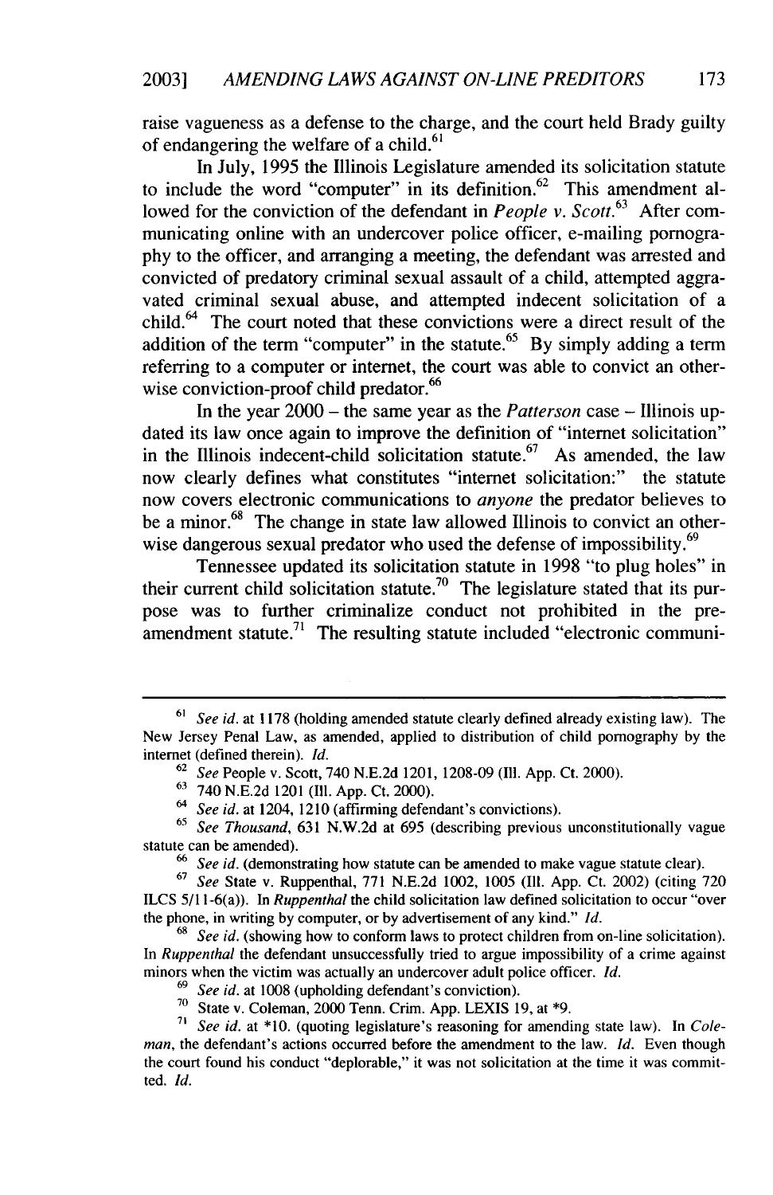raise vagueness as a defense to the charge, and the court held Brady guilty of endangering the welfare of a child.[61]

In July, 1995 the Illinois Legislature amended its solicitation statute to include the word "computer" in its definition.[62] This amendment allowed for the conviction of the defendant in *People v. Scott*.[63] After communicating online with an undercover police officer, e-mailing pornography to the officer, and arranging a meeting, the defendant was arrested and convicted of predatory criminal sexual assault of a child, attempted aggravated criminal sexual abuse, and attempted indecent solicitation of a child.[64] The court noted that these convictions were a direct result of the addition of the term "computer" in the statute.[65] By simply adding a term referring to a computer or internet, the court was able to convict an otherwise conviction-proof child predator.[66]

In the year 2000 – the same year as the *Patterson* case – Illinois updated its law once again to improve the definition of "internet solicitation" in the Illinois indecent-child solicitation statute.[67] As amended, the law now clearly defines what constitutes "internet solicitation:" the statute now covers electronic communications to *anyone* the predator believes to be a minor.[68] The change in state law allowed Illinois to convict an otherwise dangerous sexual predator who used the defense of impossibility.[69]

Tennessee updated its solicitation statute in 1998 "to plug holes" in their current child solicitation statute.[70] The legislature stated that its purpose was to further criminalize conduct not prohibited in the pre-amendment statute.[71] The resulting statute included "electronic communi-

---

[61] *See id.* at 1178 (holding amended statute clearly defined already existing law). The New Jersey Penal Law, as amended, applied to distribution of child pornography by the internet (defined therein). *Id.*

[62] *See* People v. Scott, 740 N.E.2d 1201, 1208-09 (Ill. App. Ct. 2000).

[63] 740 N.E.2d 1201 (Ill. App. Ct. 2000).

[64] *See id.* at 1204, 1210 (affirming defendant's convictions).

[65] *See Thousand*, 631 N.W.2d at 695 (describing previous unconstitutionally vague statute can be amended).

[66] *See id.* (demonstrating how statute can be amended to make vague statute clear).

[67] *See* State v. Ruppenthal, 771 N.E.2d 1002, 1005 (Ill. App. Ct. 2002) (citing 720 ILCS 5/11-6(a)). In *Ruppenthal* the child solicitation law defined solicitation to occur "over the phone, in writing by computer, or by advertisement of any kind." *Id.*

[68] *See id.* (showing how to conform laws to protect children from on-line solicitation). In *Ruppenthal* the defendant unsuccessfully tried to argue impossibility of a crime against minors when the victim was actually an undercover adult police officer. *Id.*

[69] *See id.* at 1008 (upholding defendant's conviction).

[70] State v. Coleman, 2000 Tenn. Crim. App. LEXIS 19, at *9.

[71] *See id.* at *10. (quoting legislature's reasoning for amending state law). In *Coleman*, the defendant's actions occurred before the amendment to the law. *Id.* Even though the court found his conduct "deplorable," it was not solicitation at the time it was committed. *Id.*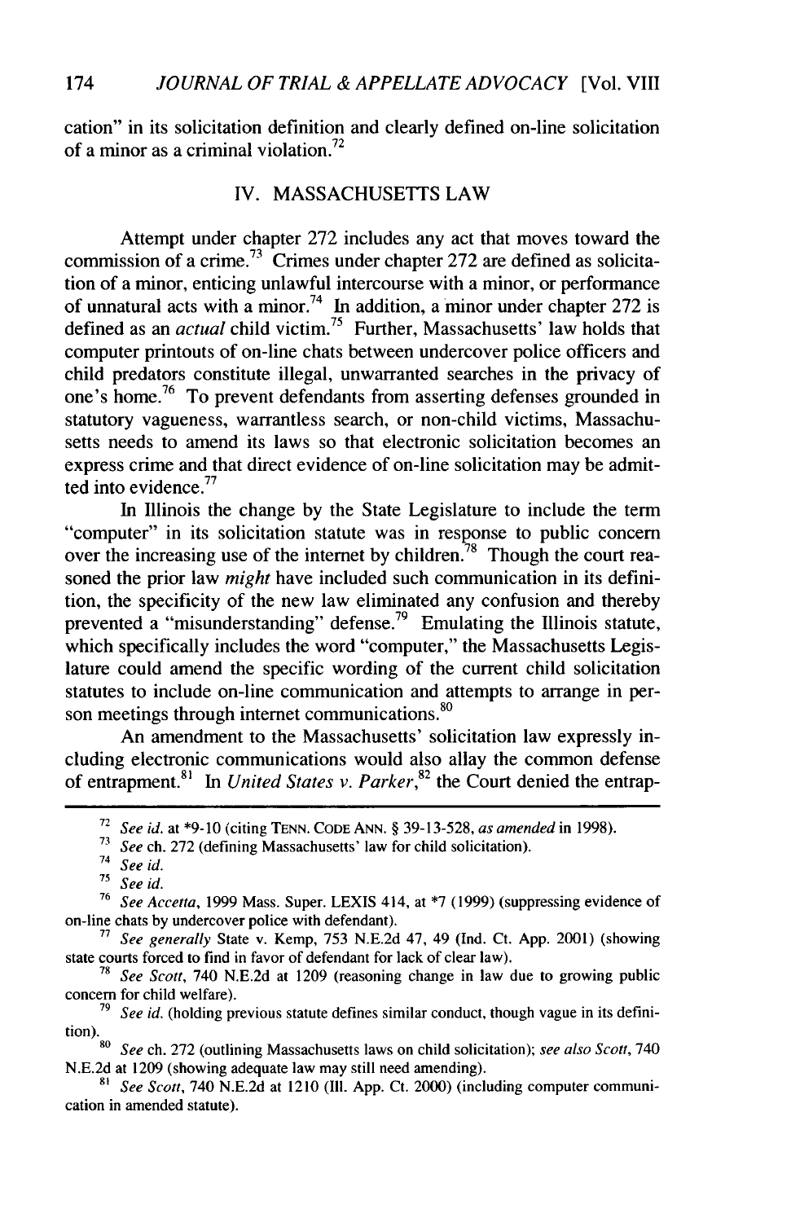cation" in its solicitation definition and clearly defined on-line solicitation of a minor as a criminal violation.[72]

## IV. MASSACHUSETTS LAW

Attempt under chapter 272 includes any act that moves toward the commission of a crime.[73] Crimes under chapter 272 are defined as solicitation of a minor, enticing unlawful intercourse with a minor, or performance of unnatural acts with a minor.[74] In addition, a minor under chapter 272 is defined as an *actual* child victim.[75] Further, Massachusetts' law holds that computer printouts of on-line chats between undercover police officers and child predators constitute illegal, unwarranted searches in the privacy of one's home.[76] To prevent defendants from asserting defenses grounded in statutory vagueness, warrantless search, or non-child victims, Massachusetts needs to amend its laws so that electronic solicitation becomes an express crime and that direct evidence of on-line solicitation may be admitted into evidence.[77]

In Illinois the change by the State Legislature to include the term "computer" in its solicitation statute was in response to public concern over the increasing use of the internet by children.[78] Though the court reasoned the prior law *might* have included such communication in its definition, the specificity of the new law eliminated any confusion and thereby prevented a "misunderstanding" defense.[79] Emulating the Illinois statute, which specifically includes the word "computer," the Massachusetts Legislature could amend the specific wording of the current child solicitation statutes to include on-line communication and attempts to arrange in person meetings through internet communications.[80]

An amendment to the Massachusetts' solicitation law expressly including electronic communications would also allay the common defense of entrapment.[81] In *United States v. Parker*,[82] the Court denied the entrap-

---

[72] *See id.* at *9-10 (citing TENN. CODE ANN. § 39-13-528, *as amended* in 1998).

[73] *See* ch. 272 (defining Massachusetts' law for child solicitation).

[74] *See id.*

[75] *See id.*

[76] *See Accetta*, 1999 Mass. Super. LEXIS 414, at *7 (1999) (suppressing evidence of on-line chats by undercover police with defendant).

[77] *See generally* State v. Kemp, 753 N.E.2d 47, 49 (Ind. Ct. App. 2001) (showing state courts forced to find in favor of defendant for lack of clear law).

[78] *See Scott*, 740 N.E.2d at 1209 (reasoning change in law due to growing public concern for child welfare).

[79] *See id.* (holding previous statute defines similar conduct, though vague in its definition).

[80] *See* ch. 272 (outlining Massachusetts laws on child solicitation); *see also Scott*, 740 N.E.2d at 1209 (showing adequate law may still need amending).

[81] *See Scott*, 740 N.E.2d at 1210 (Ill. App. Ct. 2000) (including computer communication in amended statute).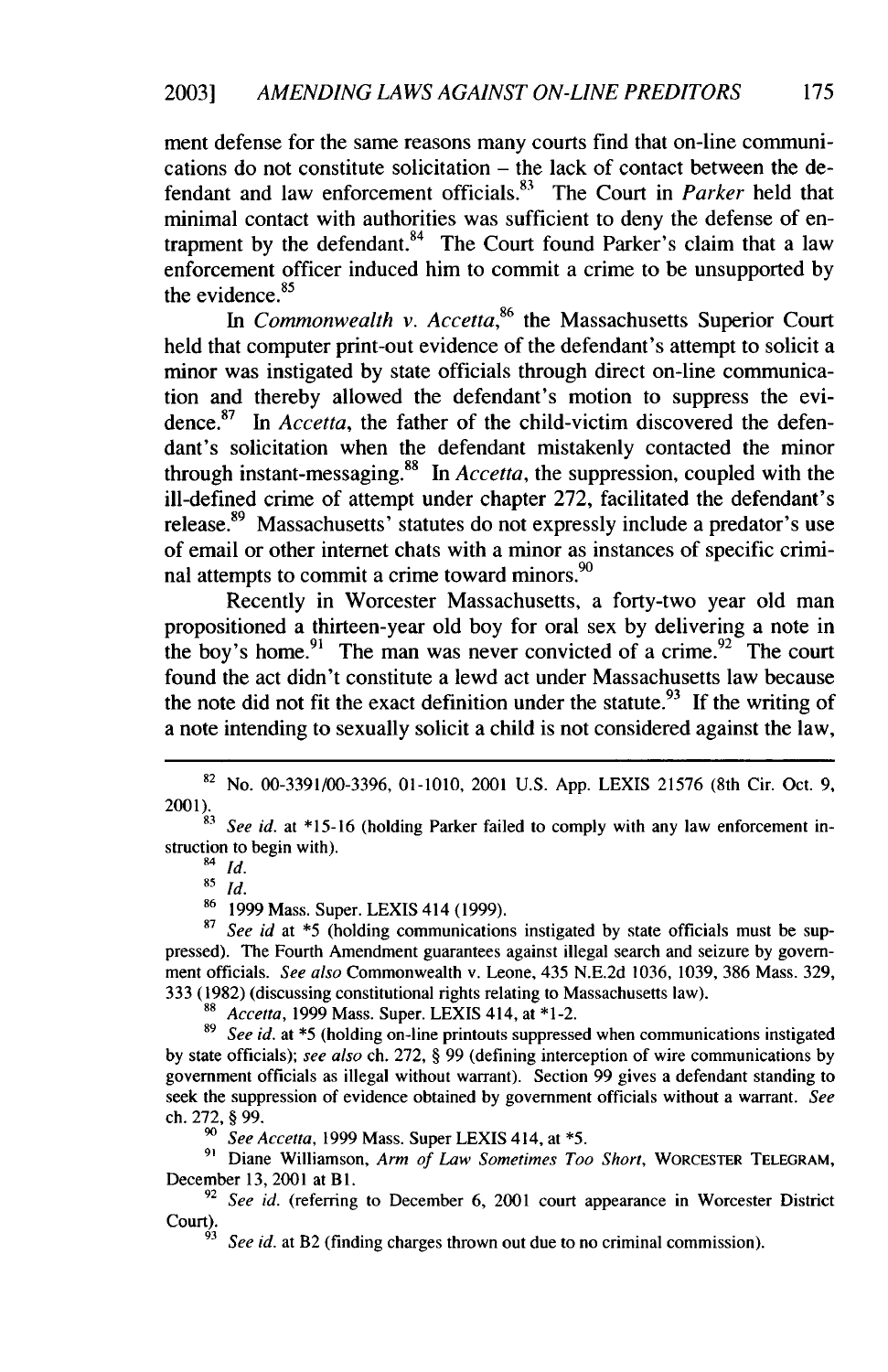ment defense for the same reasons many courts find that on-line communications do not constitute solicitation – the lack of contact between the defendant and law enforcement officials.[83] The Court in *Parker* held that minimal contact with authorities was sufficient to deny the defense of entrapment by the defendant.[84] The Court found Parker's claim that a law enforcement officer induced him to commit a crime to be unsupported by the evidence.[85]

In *Commonwealth v. Accetta*,[86] the Massachusetts Superior Court held that computer print-out evidence of the defendant's attempt to solicit a minor was instigated by state officials through direct on-line communication and thereby allowed the defendant's motion to suppress the evidence.[87] In *Accetta*, the father of the child-victim discovered the defendant's solicitation when the defendant mistakenly contacted the minor through instant-messaging.[88] In *Accetta*, the suppression, coupled with the ill-defined crime of attempt under chapter 272, facilitated the defendant's release.[89] Massachusetts' statutes do not expressly include a predator's use of email or other internet chats with a minor as instances of specific criminal attempts to commit a crime toward minors.[90]

Recently in Worcester Massachusetts, a forty-two year old man propositioned a thirteen-year old boy for oral sex by delivering a note in the boy's home.[91] The man was never convicted of a crime.[92] The court found the act didn't constitute a lewd act under Massachusetts law because the note did not fit the exact definition under the statute.[93] If the writing of a note intending to sexually solicit a child is not considered against the law,

---

[82] No. 00-3391/00-3396, 01-1010, 2001 U.S. App. LEXIS 21576 (8th Cir. Oct. 9, 2001).

[83] *See id.* at *15-16 (holding Parker failed to comply with any law enforcement instruction to begin with).

[84] *Id.*

[85] *Id.*

[86] 1999 Mass. Super. LEXIS 414 (1999).

[87] *See id* at *5 (holding communications instigated by state officials must be suppressed). The Fourth Amendment guarantees against illegal search and seizure by government officials. *See also* Commonwealth v. Leone, 435 N.E.2d 1036, 1039, 386 Mass. 329, 333 (1982) (discussing constitutional rights relating to Massachusetts law).

[88] *Accetta*, 1999 Mass. Super. LEXIS 414, at *1-2.

[89] *See id.* at *5 (holding on-line printouts suppressed when communications instigated by state officials); *see also* ch. 272, § 99 (defining interception of wire communications by government officials as illegal without warrant). Section 99 gives a defendant standing to seek the suppression of evidence obtained by government officials without a warrant. *See* ch. 272, § 99.

[90] *See Accetta*, 1999 Mass. Super LEXIS 414, at *5.

[91] Diane Williamson, *Arm of Law Sometimes Too Short*, WORCESTER TELEGRAM, December 13, 2001 at B1.

[92] *See id.* (referring to December 6, 2001 court appearance in Worcester District Court).

[93] *See id.* at B2 (finding charges thrown out due to no criminal commission).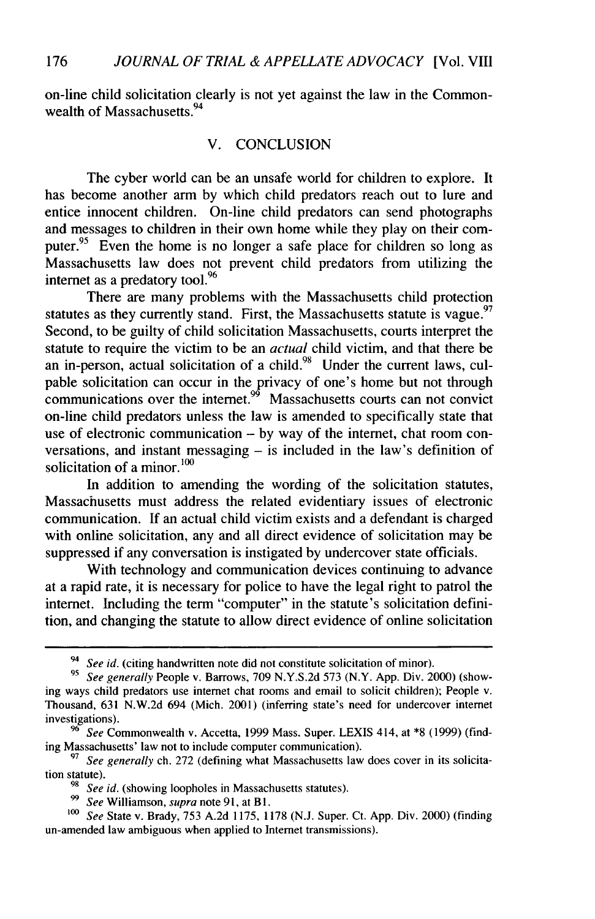on-line child solicitation clearly is not yet against the law in the Commonwealth of Massachusetts.[94]

## V. CONCLUSION

The cyber world can be an unsafe world for children to explore. It has become another arm by which child predators reach out to lure and entice innocent children. On-line child predators can send photographs and messages to children in their own home while they play on their computer.[95] Even the home is no longer a safe place for children so long as Massachusetts law does not prevent child predators from utilizing the internet as a predatory tool.[96]

There are many problems with the Massachusetts child protection statutes as they currently stand. First, the Massachusetts statute is vague.[97] Second, to be guilty of child solicitation Massachusetts, courts interpret the statute to require the victim to be an *actual* child victim, and that there be an in-person, actual solicitation of a child.[98] Under the current laws, culpable solicitation can occur in the privacy of one's home but not through communications over the internet.[99] Massachusetts courts can not convict on-line child predators unless the law is amended to specifically state that use of electronic communication – by way of the internet, chat room conversations, and instant messaging – is included in the law's definition of solicitation of a minor.[100]

In addition to amending the wording of the solicitation statutes, Massachusetts must address the related evidentiary issues of electronic communication. If an actual child victim exists and a defendant is charged with online solicitation, any and all direct evidence of solicitation may be suppressed if any conversation is instigated by undercover state officials.

With technology and communication devices continuing to advance at a rapid rate, it is necessary for police to have the legal right to patrol the internet. Including the term "computer" in the statute's solicitation definition, and changing the statute to allow direct evidence of online solicitation

---

[94] *See id.* (citing handwritten note did not constitute solicitation of minor).

[95] *See generally* People v. Barrows, 709 N.Y.S.2d 573 (N.Y. App. Div. 2000) (showing ways child predators use internet chat rooms and email to solicit children); People v. Thousand, 631 N.W.2d 694 (Mich. 2001) (inferring state's need for undercover internet investigations).

[96] *See* Commonwealth v. Accetta, 1999 Mass. Super. LEXIS 414, at *8 (1999) (finding Massachusetts' law not to include computer communication).

[97] *See generally* ch. 272 (defining what Massachusetts law does cover in its solicitation statute).

[98] *See id.* (showing loopholes in Massachusetts statutes).

[99] *See* Williamson, *supra* note 91, at B1.

[100] *See* State v. Brady, 753 A.2d 1175, 1178 (N.J. Super. Ct. App. Div. 2000) (finding un-amended law ambiguous when applied to Internet transmissions).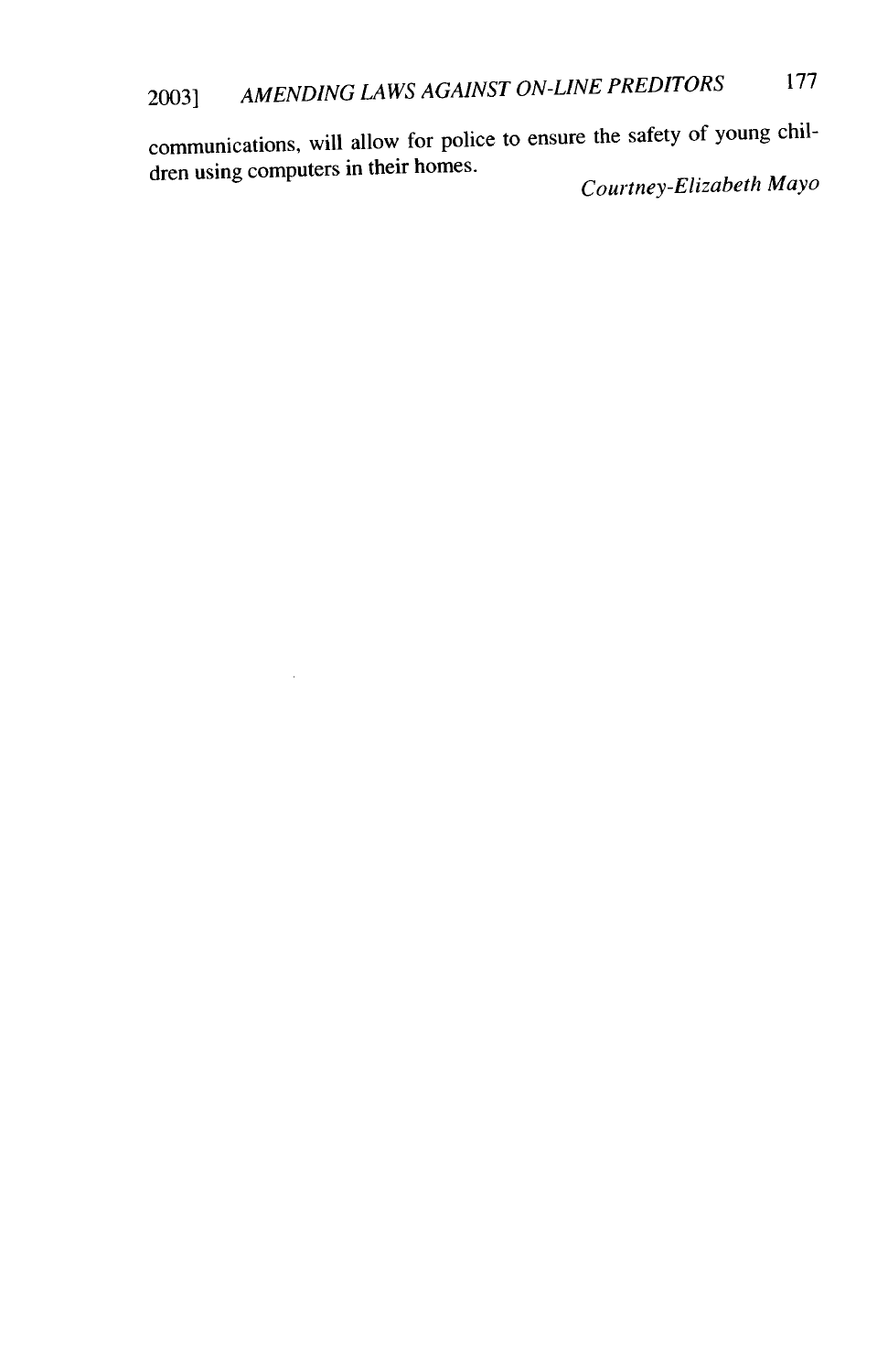communications, will allow for police to ensure the safety of young children using computers in their homes.

*Courtney-Elizabeth Mayo*